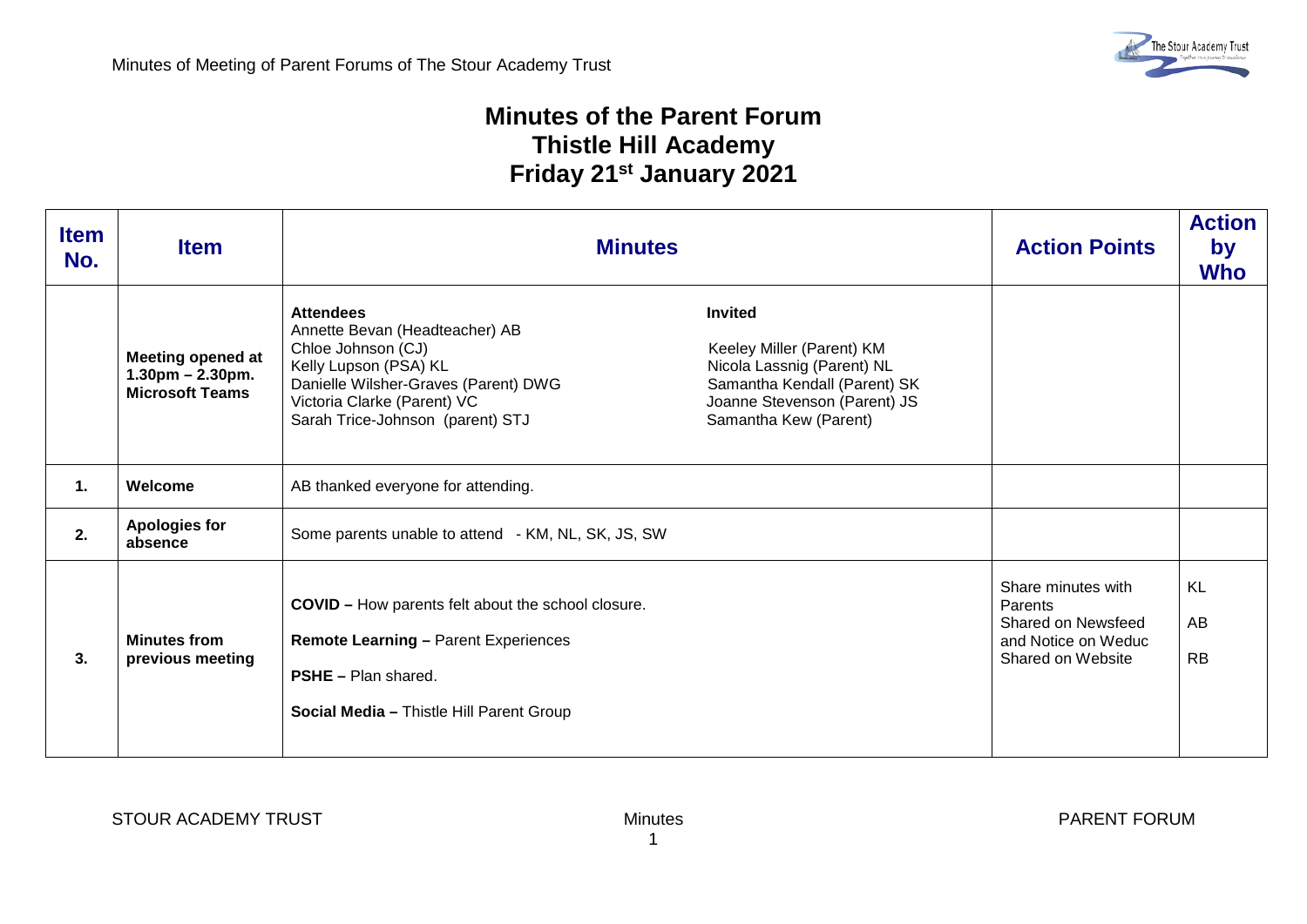# Minutes of the Parent Forum
# Thistle Hill Academy
# Friday 21st January 2021

| Item No. | Item | Minutes | Action Points | Action by Who |
|---|---|---|---|---|
| | **Meeting opened at 1.30pm – 2.30pm. Microsoft Teams** | **Attendees**<br>Annette Bevan (Headteacher) AB<br>Chloe Johnson (CJ)<br>Kelly Lupson (PSA) KL<br>Danielle Wilsher-Graves (Parent) DWG<br>Victoria Clarke (Parent) VC<br>Sarah Trice-Johnson (parent) STJ<br><br>**Invited**<br>Keeley Miller (Parent) KM<br>Nicola Lassnig (Parent) NL<br>Samantha Kendall (Parent) SK<br>Joanne Stevenson (Parent) JS<br>Samantha Kew (Parent) | | |
| **1.** | **Welcome** | AB thanked everyone for attending. | | |
| **2.** | **Apologies for absence** | Some parents unable to attend - KM, NL, SK, JS, SW | | |
| **3.** | **Minutes from previous meeting** | **COVID –** How parents felt about the school closure.<br><br>**Remote Learning –** Parent Experiences<br><br>**PSHE –** Plan shared.<br><br>**Social Media –** Thistle Hill Parent Group | Share minutes with Parents<br>Shared on Newsfeed and Notice on Weduc<br>Shared on Website | KL<br>AB<br>RB |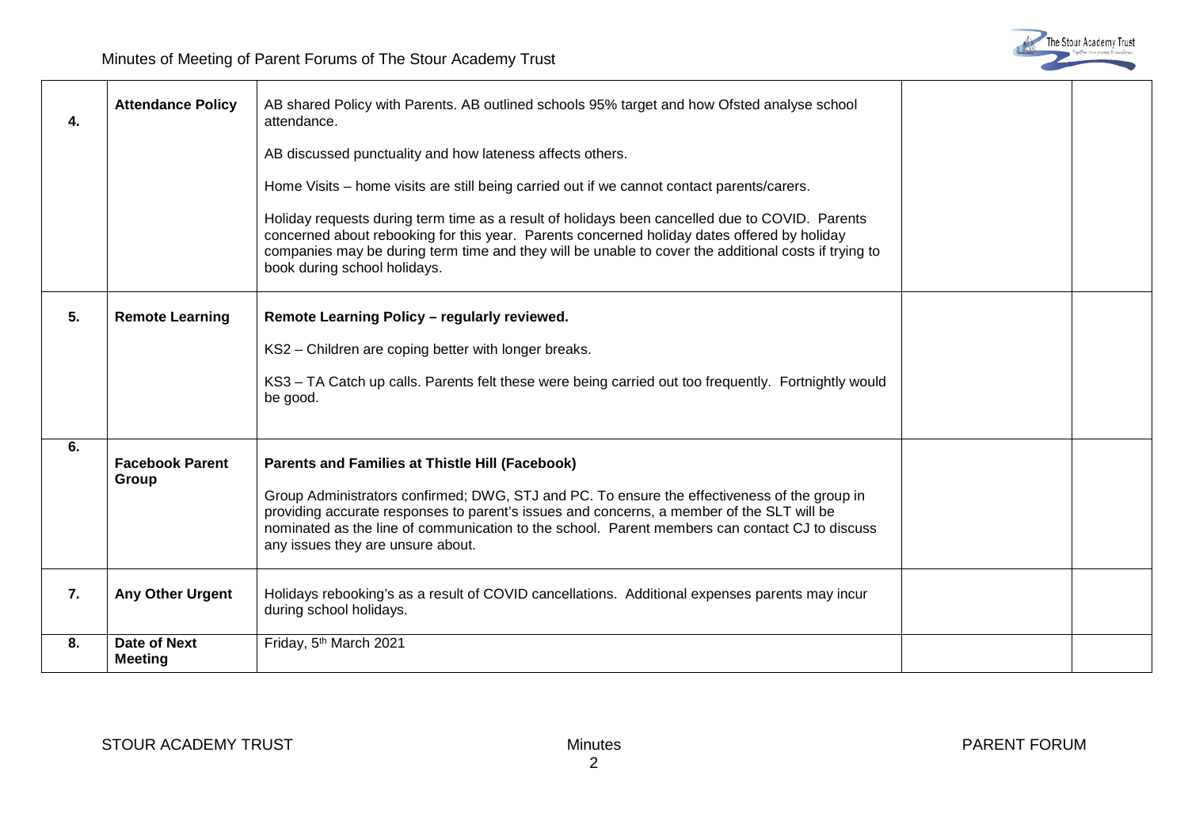| | | | | |
|---|---|---|---|---|
| **4.** | **Attendance Policy** | AB shared Policy with Parents. AB outlined schools 95% target and how Ofsted analyse school attendance.<br><br>AB discussed punctuality and how lateness affects others.<br><br>Home Visits – home visits are still being carried out if we cannot contact parents/carers.<br><br>Holiday requests during term time as a result of holidays been cancelled due to COVID. Parents concerned about rebooking for this year. Parents concerned holiday dates offered by holiday companies may be during term time and they will be unable to cover the additional costs if trying to book during school holidays. | | |
| **5.** | **Remote Learning** | **Remote Learning Policy – regularly reviewed.**<br><br>KS2 – Children are coping better with longer breaks.<br><br>KS3 – TA Catch up calls. Parents felt these were being carried out too frequently. Fortnightly would be good. | | |
| **6.** | **Facebook Parent Group** | **Parents and Families at Thistle Hill (Facebook)**<br><br>Group Administrators confirmed; DWG, STJ and PC. To ensure the effectiveness of the group in providing accurate responses to parent's issues and concerns, a member of the SLT will be nominated as the line of communication to the school. Parent members can contact CJ to discuss any issues they are unsure about. | | |
| **7.** | **Any Other Urgent** | Holidays rebooking's as a result of COVID cancellations. Additional expenses parents may incur during school holidays. | | |
| **8.** | **Date of Next Meeting** | Friday, 5th March 2021 | | |